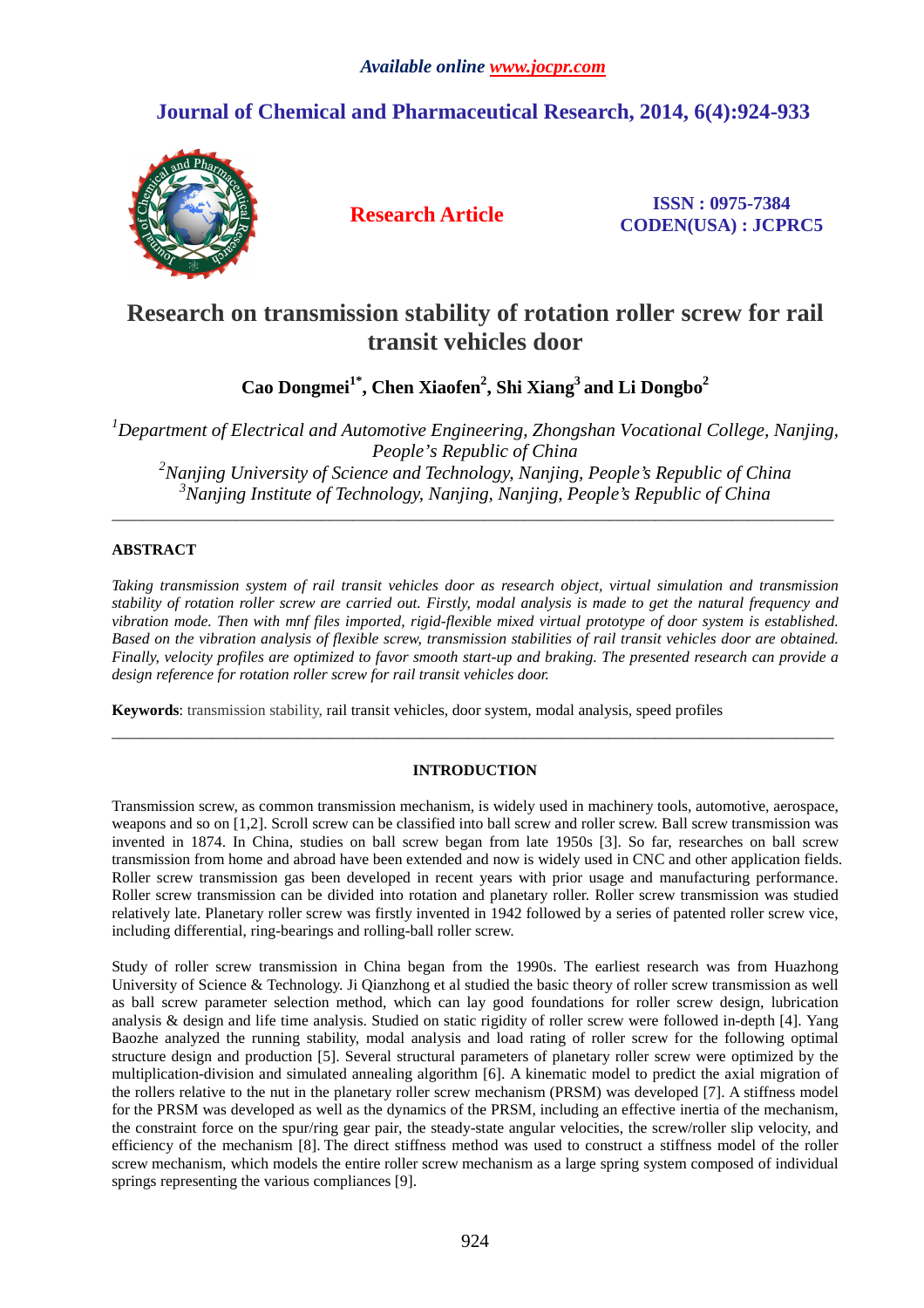*Available online www.jocpr.com*

## Journal of Chemical and Pharmaceutical Research, 2014, 6(4):924-933

**Research Article**

**ISSN : 0975-7384**
**CODEN(USA) : JCPRC5**

# Research on transmission stability of rotation roller screw for rail transit vehicles door

**Cao Dongmei[1*], Chen Xiaofen[2], Shi Xiang[3] and Li Dongbo[2]**

*[1]Department of Electrical and Automotive Engineering, Zhongshan Vocational College, Nanjing, People's Republic of China*
*[2]Nanjing University of Science and Technology, Nanjing, People's Republic of China*
*[3]Nanjing Institute of Technology, Nanjing, Nanjing, People's Republic of China*

---

## ABSTRACT

*Taking transmission system of rail transit vehicles door as research object, virtual simulation and transmission stability of rotation roller screw are carried out. Firstly, modal analysis is made to get the natural frequency and vibration mode. Then with mnf files imported, rigid-flexible mixed virtual prototype of door system is established. Based on the vibration analysis of flexible screw, transmission stabilities of rail transit vehicles door are obtained. Finally, velocity profiles are optimized to favor smooth start-up and braking. The presented research can provide a design reference for rotation roller screw for rail transit vehicles door.*

**Keywords**: transmission stability, rail transit vehicles, door system, modal analysis, speed profiles

---

## INTRODUCTION

Transmission screw, as common transmission mechanism, is widely used in machinery tools, automotive, aerospace, weapons and so on [1,2]. Scroll screw can be classified into ball screw and roller screw. Ball screw transmission was invented in 1874. In China, studies on ball screw began from late 1950s [3]. So far, researches on ball screw transmission from home and abroad have been extended and now is widely used in CNC and other application fields. Roller screw transmission gas been developed in recent years with prior usage and manufacturing performance. Roller screw transmission can be divided into rotation and planetary roller. Roller screw transmission was studied relatively late. Planetary roller screw was firstly invented in 1942 followed by a series of patented roller screw vice, including differential, ring-bearings and rolling-ball roller screw.

Study of roller screw transmission in China began from the 1990s. The earliest research was from Huazhong University of Science & Technology. Ji Qianzhong et al studied the basic theory of roller screw transmission as well as ball screw parameter selection method, which can lay good foundations for roller screw design, lubrication analysis & design and life time analysis. Studied on static rigidity of roller screw were followed in-depth [4]. Yang Baozhe analyzed the running stability, modal analysis and load rating of roller screw for the following optimal structure design and production [5]. Several structural parameters of planetary roller screw were optimized by the multiplication-division and simulated annealing algorithm [6]. A kinematic model to predict the axial migration of the rollers relative to the nut in the planetary roller screw mechanism (PRSM) was developed [7]. A stiffness model for the PRSM was developed as well as the dynamics of the PRSM, including an effective inertia of the mechanism, the constraint force on the spur/ring gear pair, the steady-state angular velocities, the screw/roller slip velocity, and efficiency of the mechanism [8]. The direct stiffness method was used to construct a stiffness model of the roller screw mechanism, which models the entire roller screw mechanism as a large spring system composed of individual springs representing the various compliances [9].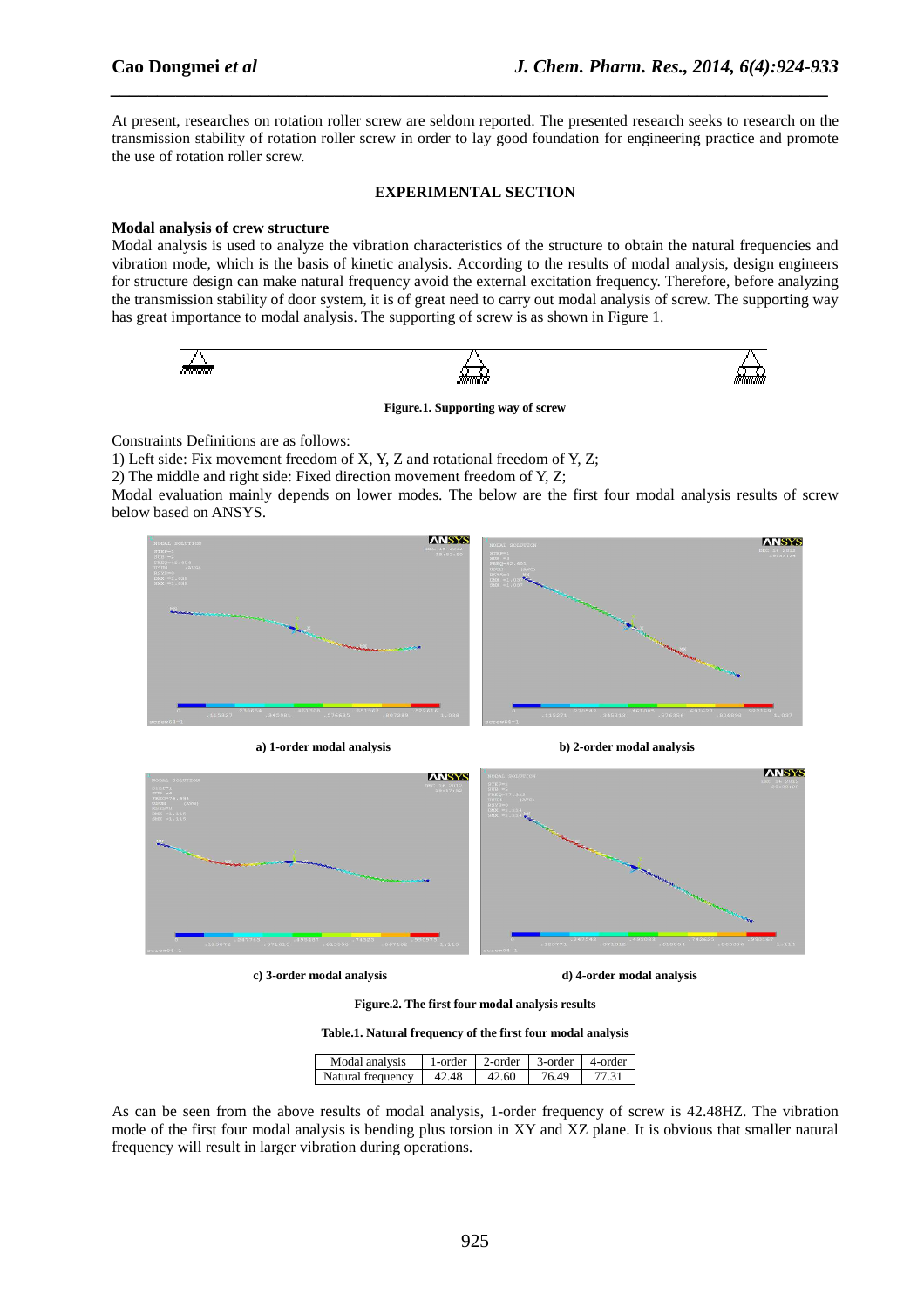At present, researches on rotation roller screw are seldom reported. The presented research seeks to research on the transmission stability of rotation roller screw in order to lay good foundation for engineering practice and promote the use of rotation roller screw.

## EXPERIMENTAL SECTION

### Modal analysis of crew structure

Modal analysis is used to analyze the vibration characteristics of the structure to obtain the natural frequencies and vibration mode, which is the basis of kinetic analysis. According to the results of modal analysis, design engineers for structure design can make natural frequency avoid the external excitation frequency. Therefore, before analyzing the transmission stability of door system, it is of great need to carry out modal analysis of screw. The supporting way has great importance to modal analysis. The supporting of screw is as shown in Figure 1.

**Figure.1. Supporting way of screw**

Constraints Definitions are as follows:

1) Left side: Fix movement freedom of X, Y, Z and rotational freedom of Y, Z;

2) The middle and right side: Fixed direction movement freedom of Y, Z;

Modal evaluation mainly depends on lower modes. The below are the first four modal analysis results of screw below based on ANSYS.

**a) 1-order modal analysis**

**b) 2-order modal analysis**

**c) 3-order modal analysis**

**d) 4-order modal analysis**

**Figure.2. The first four modal analysis results**

**Table.1. Natural frequency of the first four modal analysis**

| Modal analysis | 1-order | 2-order | 3-order | 4-order |
|---|---|---|---|---|
| Natural frequency | 42.48 | 42.60 | 76.49 | 77.31 |

As can be seen from the above results of modal analysis, 1-order frequency of screw is 42.48HZ. The vibration mode of the first four modal analysis is bending plus torsion in XY and XZ plane. It is obvious that smaller natural frequency will result in larger vibration during operations.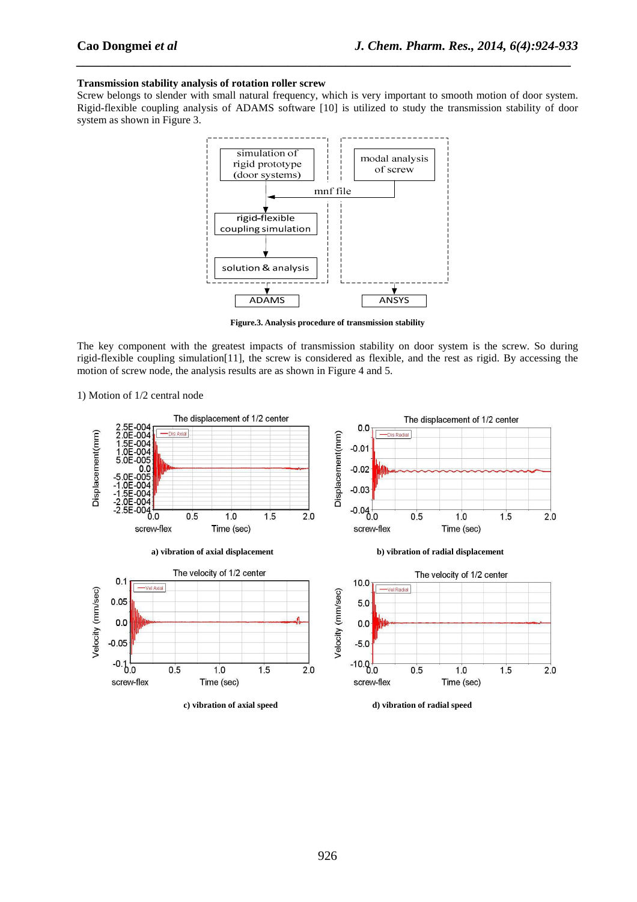**Transmission stability analysis of rotation roller screw**

Screw belongs to slender with small natural frequency, which is very important to smooth motion of door system. Rigid-flexible coupling analysis of ADAMS software [10] is utilized to study the transmission stability of door system as shown in Figure 3.

**Figure.3. Analysis procedure of transmission stability**

The key component with the greatest impacts of transmission stability on door system is the screw. So during rigid-flexible coupling simulation[11], the screw is considered as flexible, and the rest as rigid. By accessing the motion of screw node, the analysis results are as shown in Figure 4 and 5.

1) Motion of 1/2 central node

**a) vibration of axial displacement**

**b) vibration of radial displacement**

**c) vibration of axial speed**

**d) vibration of radial speed**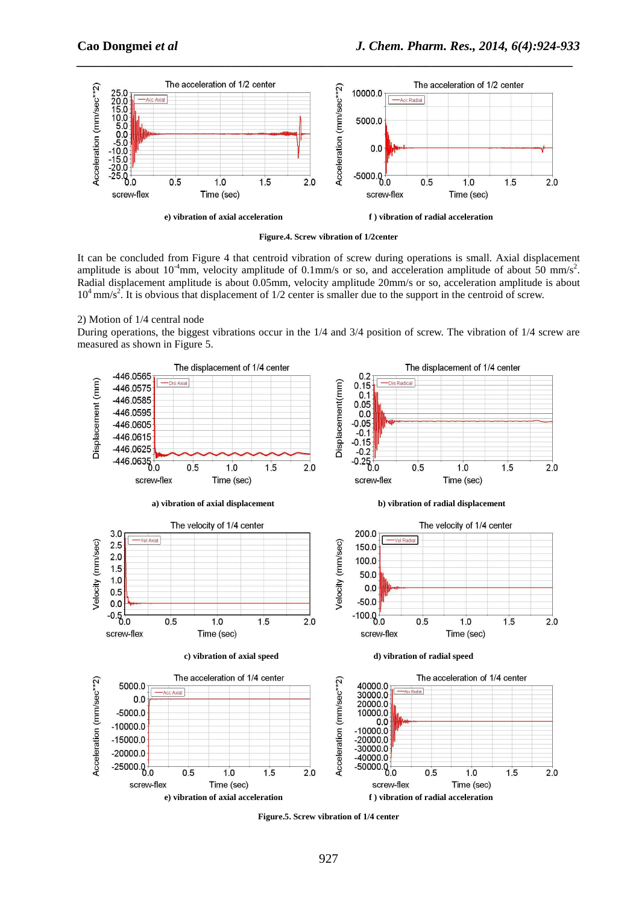e) vibration of axial acceleration

f ) vibration of radial acceleration

**Figure.4. Screw vibration of 1/2center**

It can be concluded from Figure 4 that centroid vibration of screw during operations is small. Axial displacement amplitude is about $10^{-4}$mm, velocity amplitude of 0.1mm/s or so, and acceleration amplitude of about 50 mm/s$^2$. Radial displacement amplitude is about 0.05mm, velocity amplitude 20mm/s or so, acceleration amplitude is about $10^4$ mm/s$^2$. It is obvious that displacement of 1/2 center is smaller due to the support in the centroid of screw.

2) Motion of 1/4 central node

During operations, the biggest vibrations occur in the 1/4 and 3/4 position of screw. The vibration of 1/4 screw are measured as shown in Figure 5.

a) vibration of axial displacement

b) vibration of radial displacement

c) vibration of axial speed

d) vibration of radial speed

e) vibration of axial acceleration

f ) vibration of radial acceleration

**Figure.5. Screw vibration of 1/4 center**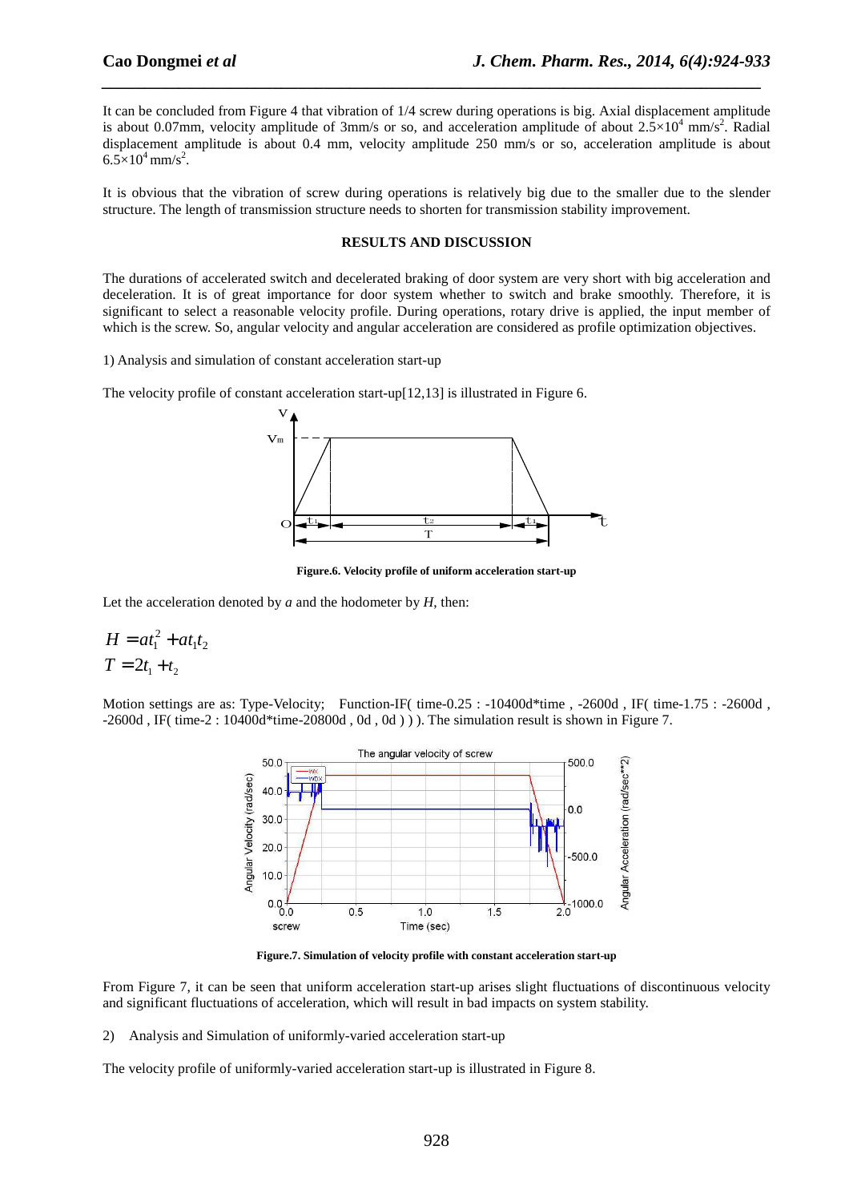It can be concluded from Figure 4 that vibration of 1/4 screw during operations is big. Axial displacement amplitude is about 0.07mm, velocity amplitude of 3mm/s or so, and acceleration amplitude of about $2.5\times10^4$ mm/s$^2$. Radial displacement amplitude is about 0.4 mm, velocity amplitude 250 mm/s or so, acceleration amplitude is about $6.5\times10^4$ mm/s$^2$.

It is obvious that the vibration of screw during operations is relatively big due to the smaller due to the slender structure. The length of transmission structure needs to shorten for transmission stability improvement.

## RESULTS AND DISCUSSION

The durations of accelerated switch and decelerated braking of door system are very short with big acceleration and deceleration. It is of great importance for door system whether to switch and brake smoothly. Therefore, it is significant to select a reasonable velocity profile. During operations, rotary drive is applied, the input member of which is the screw. So, angular velocity and angular acceleration are considered as profile optimization objectives.

1) Analysis and simulation of constant acceleration start-up

The velocity profile of constant acceleration start-up[12,13] is illustrated in Figure 6.

Figure.6. Velocity profile of uniform acceleration start-up

Let the acceleration denoted by *a* and the hodometer by *H*, then:

$$H = at_1^2 + at_1t_2$$
$$T = 2t_1 + t_2$$

Motion settings are as: Type-Velocity; Function-IF( time-0.25 : -10400d*time , -2600d , IF( time-1.75 : -2600d , -2600d , IF( time-2 : 10400d*time-20800d , 0d , 0d ) ) ). The simulation result is shown in Figure 7.

Figure.7. Simulation of velocity profile with constant acceleration start-up

From Figure 7, it can be seen that uniform acceleration start-up arises slight fluctuations of discontinuous velocity and significant fluctuations of acceleration, which will result in bad impacts on system stability.

2) Analysis and Simulation of uniformly-varied acceleration start-up

The velocity profile of uniformly-varied acceleration start-up is illustrated in Figure 8.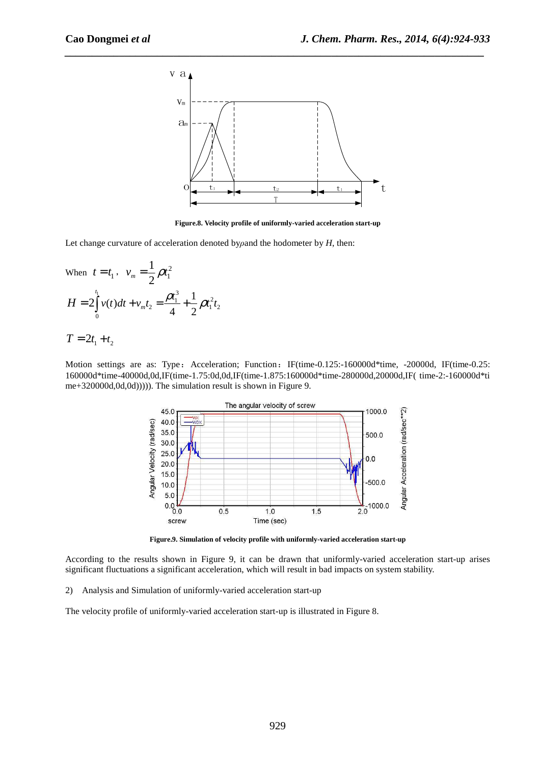Figure.8. Velocity profile of uniformly-varied acceleration start-up

Let change curvature of acceleration denoted by $\rho$ and the hodometer by $H$, then:

When $t = t_1$, $v_m = \frac{1}{2}\rho t_1^2$

$$H = 2\int_0^{t_1} v(t)dt + v_m t_2 = \frac{\rho t_1^3}{4} + \frac{1}{2}\rho t_1^2 t_2$$

$$T = 2t_1 + t_2$$

Motion settings are as: Type：Acceleration; Function：IF(time-0.125:-160000d*time, -20000d, IF(time-0.25: 160000d*time-40000d,0d,IF(time-1.75:0d,0d,IF(time-1.875:160000d*time-280000d,20000d,IF( time-2:-160000d*time+320000d,0d,0d))))). The simulation result is shown in Figure 9.

Figure.9. Simulation of velocity profile with uniformly-varied acceleration start-up

According to the results shown in Figure 9, it can be drawn that uniformly-varied acceleration start-up arises significant fluctuations a significant acceleration, which will result in bad impacts on system stability.

2) Analysis and Simulation of uniformly-varied acceleration start-up

The velocity profile of uniformly-varied acceleration start-up is illustrated in Figure 8.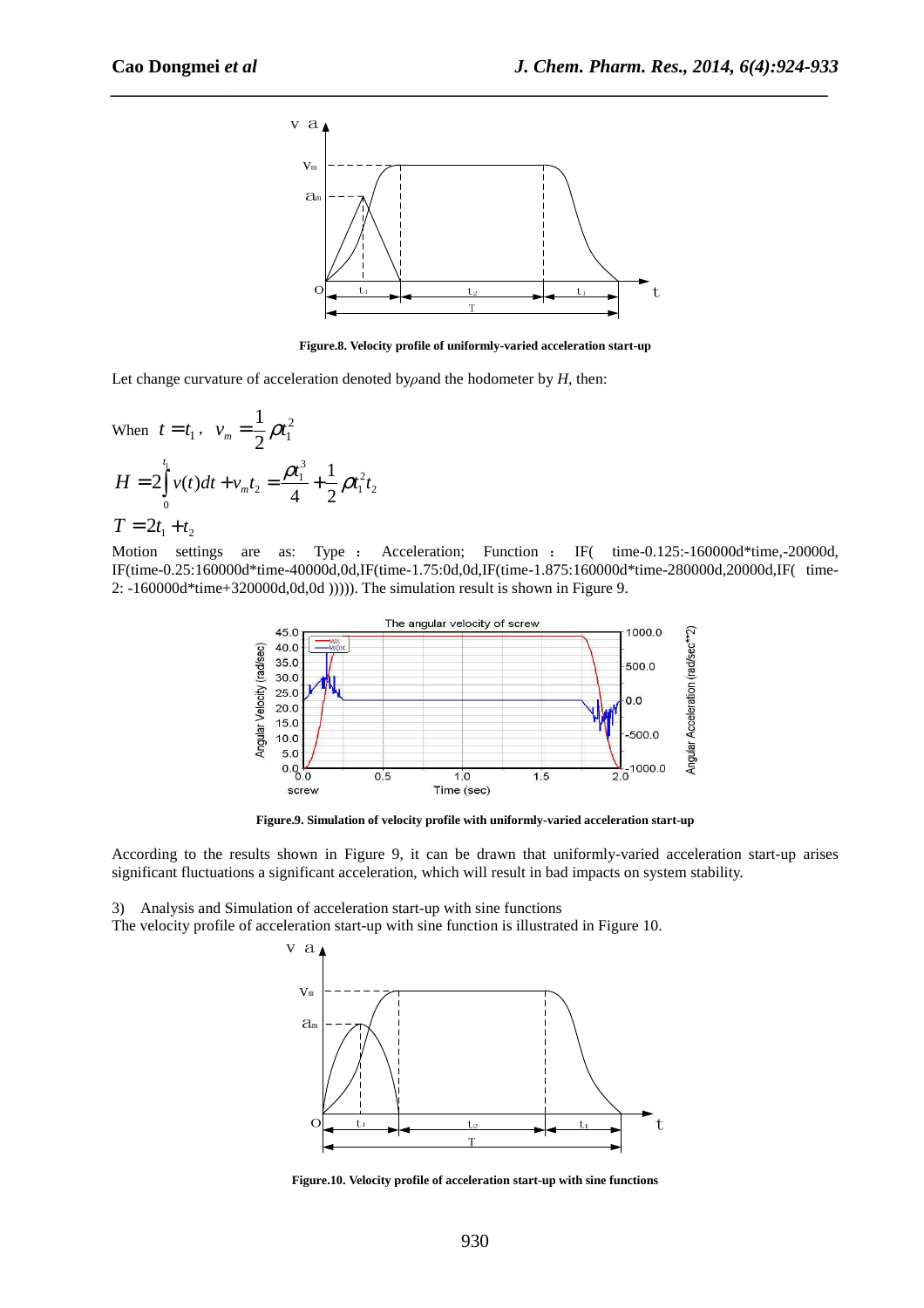Figure.8. Velocity profile of uniformly-varied acceleration start-up

Let change curvature of acceleration denoted by $\rho$ and the hodometer by $H$, then:

When $t = t_1$ , $v_m = \frac{1}{2}\rho t_1^2$

$$H = 2\int_0^{t_1} v(t)dt + v_m t_2 = \frac{\rho t_1^3}{4} + \frac{1}{2}\rho t_1^2 t_2$$

$$T = 2t_1 + t_2$$

Motion settings are as: Type : Acceleration; Function : IF( time-0.125:-160000d*time,-20000d, IF(time-0.25:160000d*time-40000d,0d,IF(time-1.75:0d,0d,IF(time-1.875:160000d*time-280000d,20000d,IF( time-2: -160000d*time+320000d,0d,0d ))))). The simulation result is shown in Figure 9.

Figure.9. Simulation of velocity profile with uniformly-varied acceleration start-up

According to the results shown in Figure 9, it can be drawn that uniformly-varied acceleration start-up arises significant fluctuations a significant acceleration, which will result in bad impacts on system stability.

3) Analysis and Simulation of acceleration start-up with sine functions

The velocity profile of acceleration start-up with sine function is illustrated in Figure 10.

Figure.10. Velocity profile of acceleration start-up with sine functions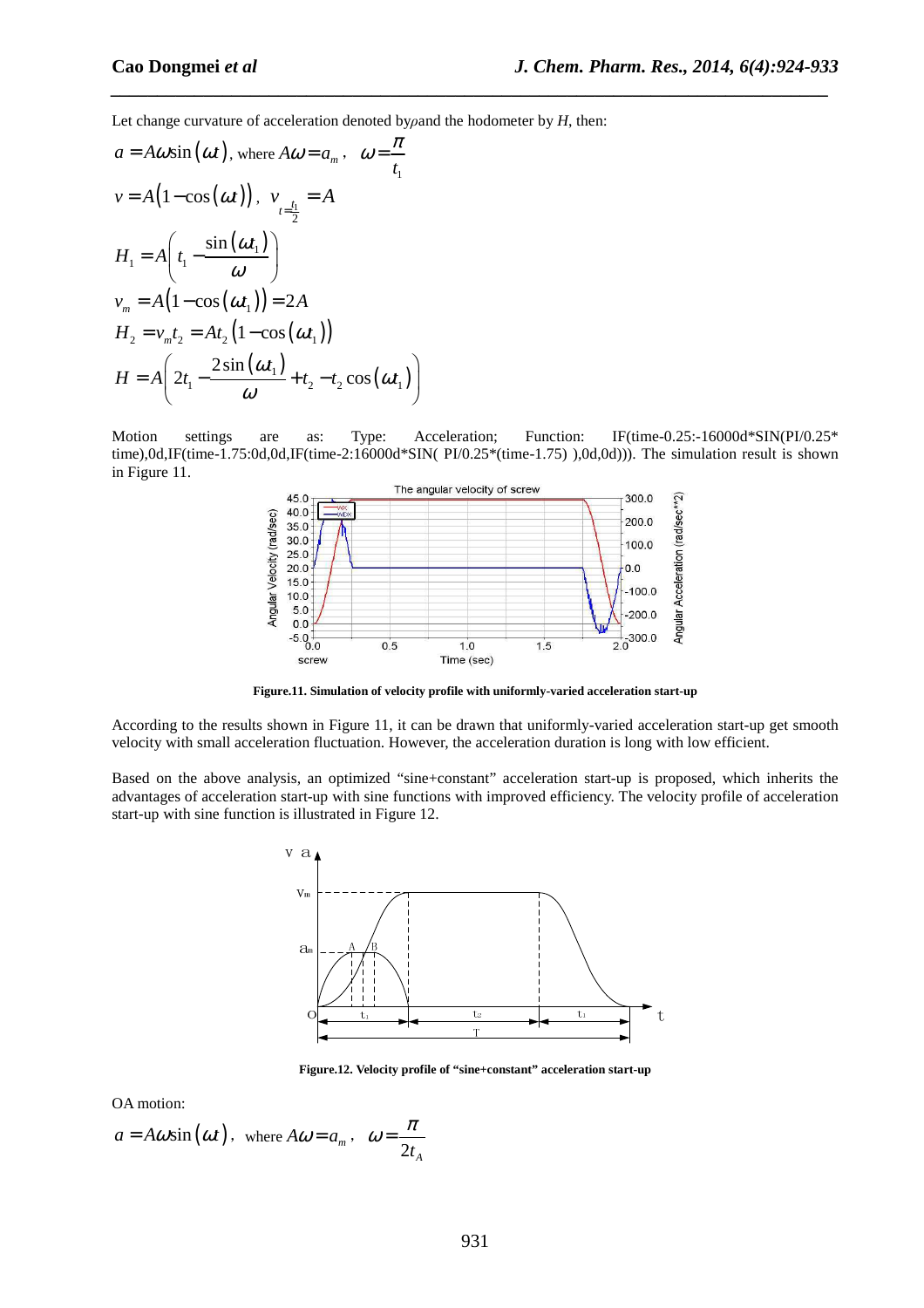Let change curvature of acceleration denoted by $\rho$ and the hodometer by $H$, then:

$$a = A\omega \sin(\omega t), \text{ where } A\omega = a_m, \quad \omega = \frac{\pi}{t_1}$$

$$v = A(1-\cos(\omega t)), \quad v_{t=\frac{t_1}{2}} = A$$

$$H_1 = A\left(t_1 - \frac{\sin(\omega t_1)}{\omega}\right)$$

$$v_m = A(1-\cos(\omega t_1)) = 2A$$

$$H_2 = v_m t_2 = A t_2 (1-\cos(\omega t_1))$$

$$H = A\left(2t_1 - \frac{2\sin(\omega t_1)}{\omega} + t_2 - t_2\cos(\omega t_1)\right)$$

Motion settings are as: Type: Acceleration; Function: IF(time-0.25:-16000d*SIN(PI/0.25*time),0d,IF(time-1.75:0d,0d,IF(time-2:16000d*SIN( PI/0.25*(time-1.75) ),0d,0d))). The simulation result is shown in Figure 11.

**Figure.11. Simulation of velocity profile with uniformly-varied acceleration start-up**

According to the results shown in Figure 11, it can be drawn that uniformly-varied acceleration start-up get smooth velocity with small acceleration fluctuation. However, the acceleration duration is long with low efficient.

Based on the above analysis, an optimized "sine+constant" acceleration start-up is proposed, which inherits the advantages of acceleration start-up with sine functions with improved efficiency. The velocity profile of acceleration start-up with sine function is illustrated in Figure 12.

**Figure.12. Velocity profile of "sine+constant" acceleration start-up**

OA motion:

$$a = A\omega \sin(\omega t), \text{ where } A\omega = a_m, \quad \omega = \frac{\pi}{2t_A}$$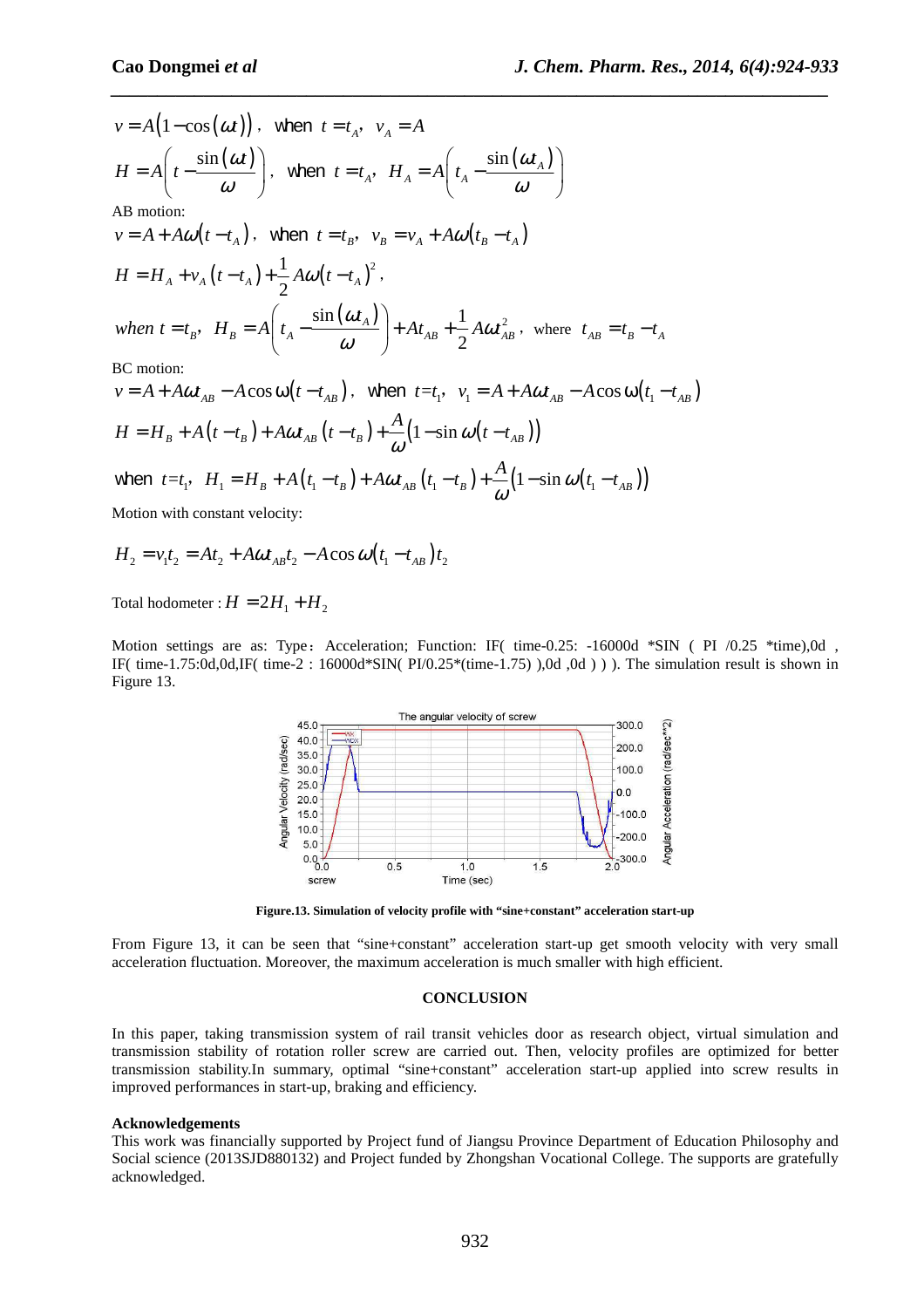$v = A(1 - \cos(\omega t))$, when $t = t_A$, $v_A = A$

$H = A\left(t - \frac{\sin(\omega t)}{\omega}\right)$, when $t = t_A$, $H_A = A\left(t_A - \frac{\sin(\omega t_A)}{\omega}\right)$

AB motion:

$v = A + A\omega(t - t_A)$, when $t = t_B$, $v_B = v_A + A\omega(t_B - t_A)$

$H = H_A + v_A(t - t_A) + \frac{1}{2}A\omega(t - t_A)^2$,

$when\ t = t_B$, $H_B = A\left(t_A - \frac{\sin(\omega t_A)}{\omega}\right) + At_{AB} + \frac{1}{2}A\omega t_{AB}^2$, where $t_{AB} = t_B - t_A$

BC motion:

$v = A + A\omega t_{AB} - A\cos\omega(t - t_{AB})$, when $t = t_1$, $v_1 = A + A\omega t_{AB} - A\cos\omega(t_1 - t_{AB})$

$H = H_B + A(t - t_B) + A\omega t_{AB}(t - t_B) + \frac{A}{\omega}(1 - \sin\omega(t - t_{AB}))$

when $t = t_1$, $H_1 = H_B + A(t_1 - t_B) + A\omega t_{AB}(t_1 - t_B) + \frac{A}{\omega}(1 - \sin\omega(t_1 - t_{AB}))$

Motion with constant velocity:

$$H_2 = v_1 t_2 = At_2 + A\omega t_{AB} t_2 - A\cos\omega(t_1 - t_{AB})t_2$$

Total hodometer : $H = 2H_1 + H_2$

Motion settings are as: Type：Acceleration; Function: IF( time-0.25: -16000d *SIN ( PI /0.25 *time),0d , IF( time-1.75:0d,0d,IF( time-2 : 16000d*SIN( PI/0.25*(time-1.75) ),0d ,0d ) ) ). The simulation result is shown in Figure 13.

**Figure.13. Simulation of velocity profile with "sine+constant" acceleration start-up**

From Figure 13, it can be seen that "sine+constant" acceleration start-up get smooth velocity with very small acceleration fluctuation. Moreover, the maximum acceleration is much smaller with high efficient.

## CONCLUSION

In this paper, taking transmission system of rail transit vehicles door as research object, virtual simulation and transmission stability of rotation roller screw are carried out. Then, velocity profiles are optimized for better transmission stability.In summary, optimal "sine+constant" acceleration start-up applied into screw results in improved performances in start-up, braking and efficiency.

### Acknowledgements

This work was financially supported by Project fund of Jiangsu Province Department of Education Philosophy and Social science (2013SJD880132) and Project funded by Zhongshan Vocational College. The supports are gratefully acknowledged.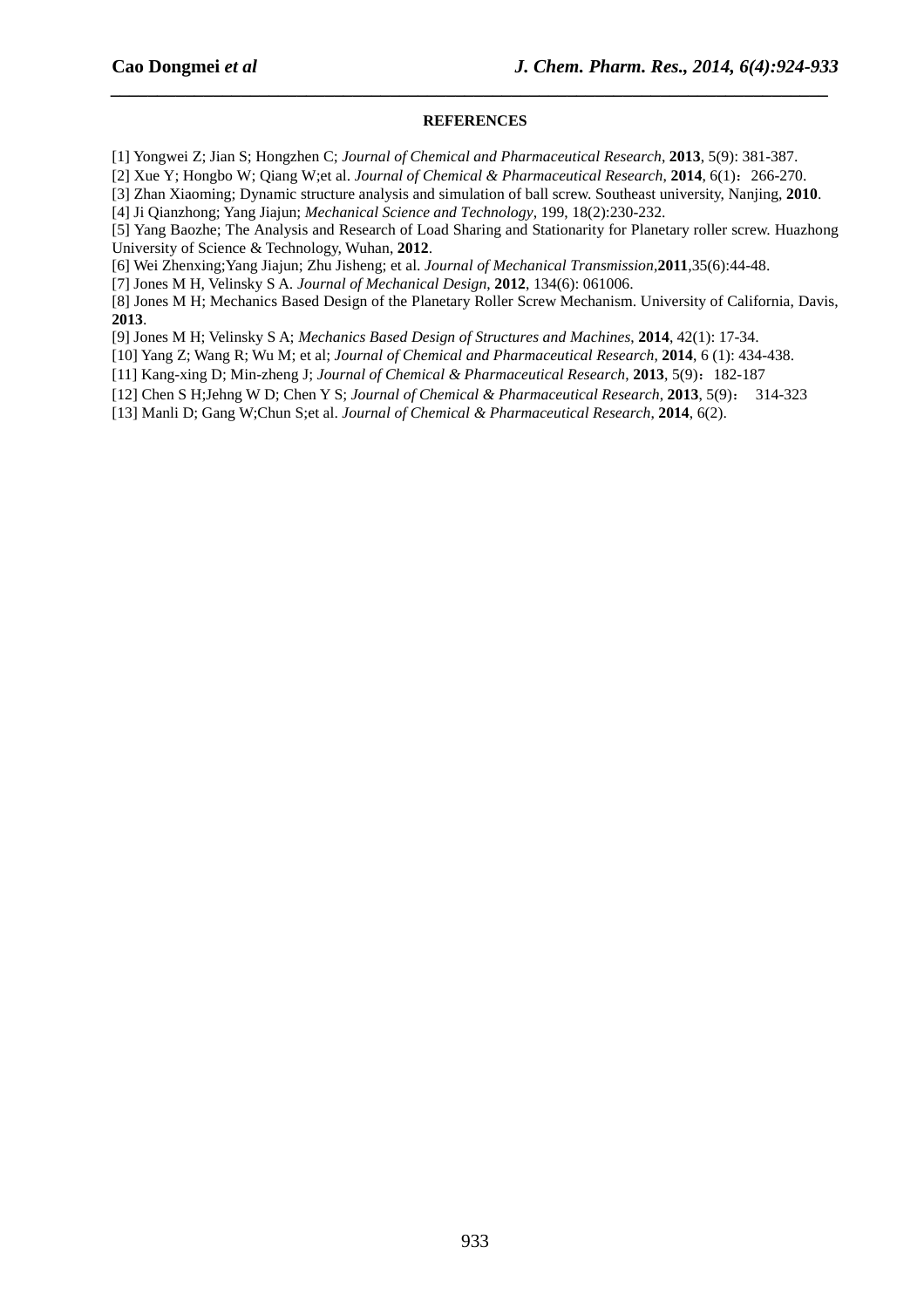**REFERENCES**

[1] Yongwei Z; Jian S; Hongzhen C; *Journal of Chemical and Pharmaceutical Research*, **2013**, 5(9): 381-387.

[2] Xue Y; Hongbo W; Qiang W;et al. *Journal of Chemical & Pharmaceutical Research*, **2014**, 6(1)：266-270.

[3] Zhan Xiaoming; Dynamic structure analysis and simulation of ball screw. Southeast university, Nanjing, **2010**.

[4] Ji Qianzhong; Yang Jiajun; *Mechanical Science and Technology*, 199, 18(2):230-232.

[5] Yang Baozhe; The Analysis and Research of Load Sharing and Stationarity for Planetary roller screw. Huazhong University of Science & Technology, Wuhan, **2012**.

[6] Wei Zhenxing;Yang Jiajun; Zhu Jisheng; et al. *Journal of Mechanical Transmission*,**2011**,35(6):44-48.

[7] Jones M H, Velinsky S A. *Journal of Mechanical Design*, **2012**, 134(6): 061006.

[8] Jones M H; Mechanics Based Design of the Planetary Roller Screw Mechanism. University of California, Davis, **2013**.

[9] Jones M H; Velinsky S A; *Mechanics Based Design of Structures and Machines*, **2014**, 42(1): 17-34.

[10] Yang Z; Wang R; Wu M; et al; *Journal of Chemical and Pharmaceutical Research*, **2014**, 6 (1): 434-438.

[11] Kang-xing D; Min-zheng J; *Journal of Chemical & Pharmaceutical Research*, **2013**, 5(9)：182-187

[12] Chen S H;Jehng W D; Chen Y S; *Journal of Chemical & Pharmaceutical Research*, **2013**, 5(9)： 314-323

[13] Manli D; Gang W;Chun S;et al. *Journal of Chemical & Pharmaceutical Research*, **2014**, 6(2).